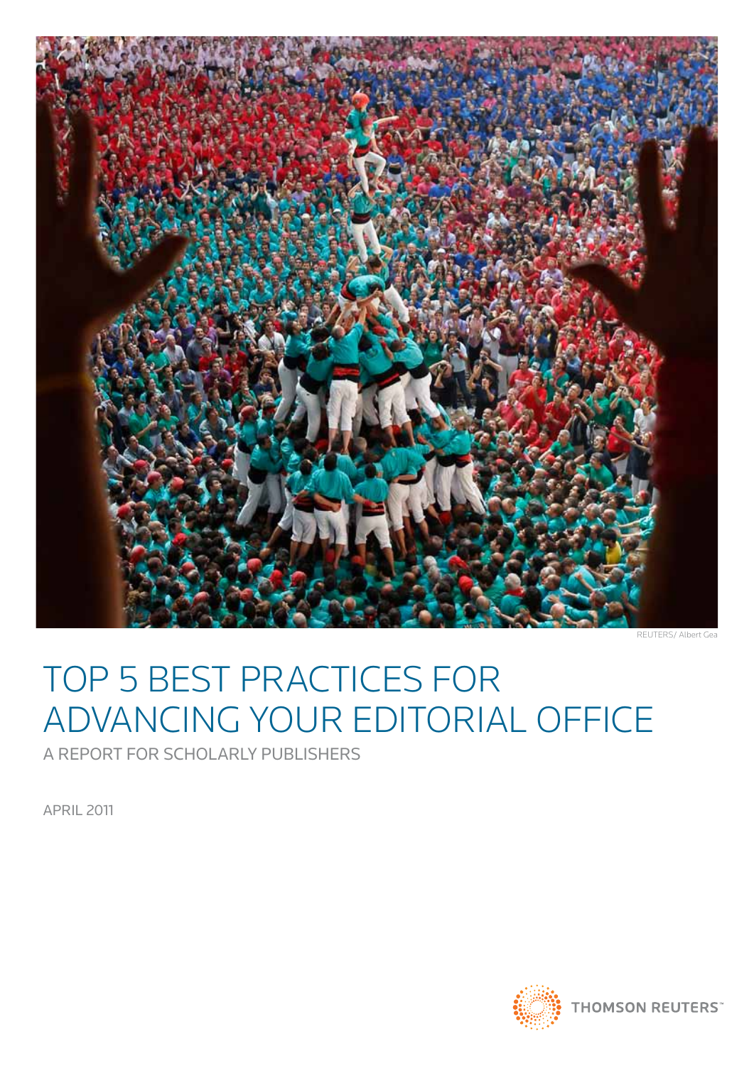REUTERS/ Albert Gea

# TOP 5 BEST PRACTICES FOR ADVANCING YOUR EDITORIAL OFFICE

A REPORT FOR SCHOLARLY PUBLISHERS

APRIL 2011

THOMSON REUTERS™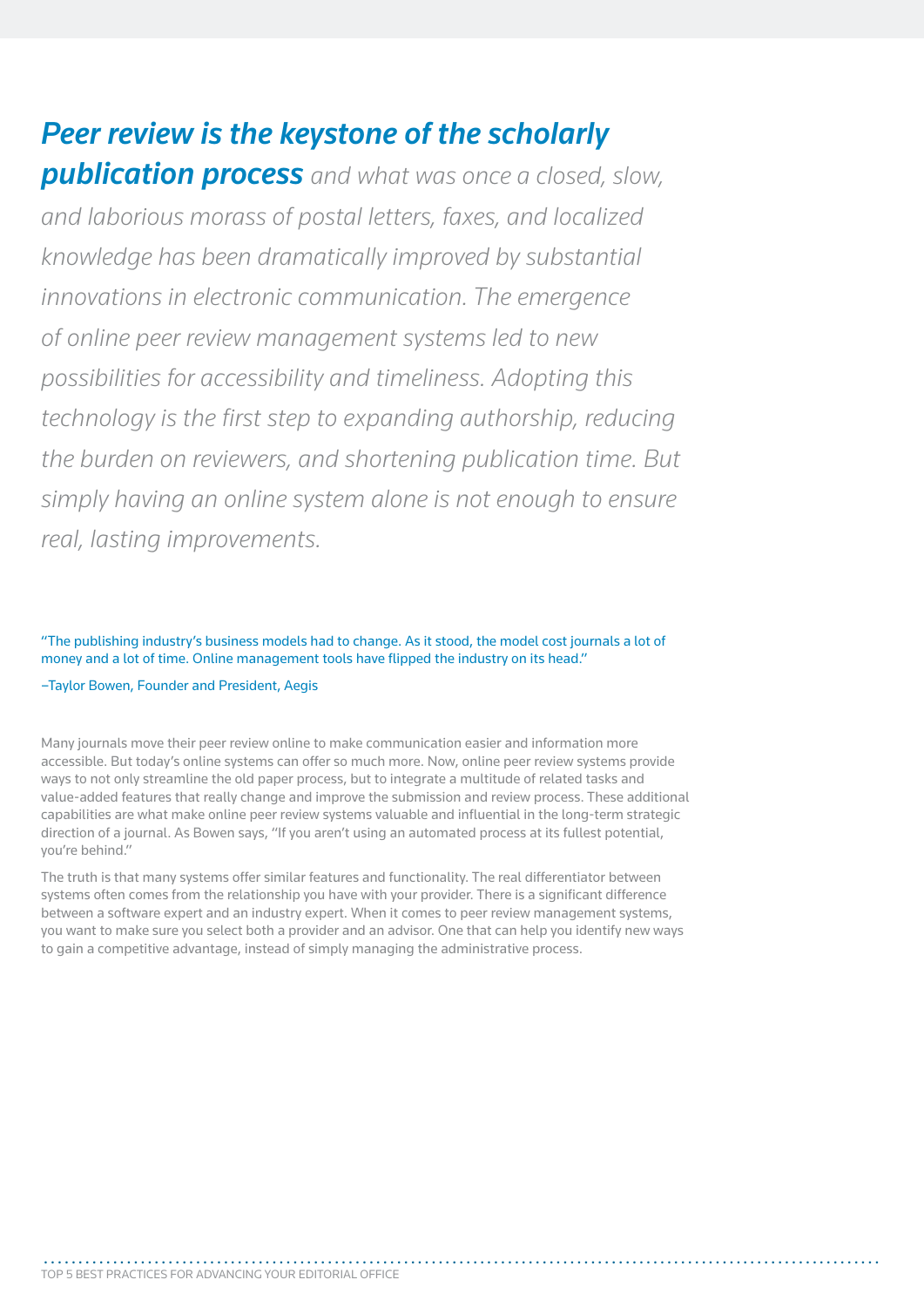***Peer review is the keystone of the scholarly publication process*** *and what was once a closed, slow, and laborious morass of postal letters, faxes, and localized knowledge has been dramatically improved by substantial innovations in electronic communication. The emergence of online peer review management systems led to new possibilities for accessibility and timeliness. Adopting this technology is the first step to expanding authorship, reducing the burden on reviewers, and shortening publication time. But simply having an online system alone is not enough to ensure real, lasting improvements.*

> "The publishing industry's business models had to change. As it stood, the model cost journals a lot of money and a lot of time. Online management tools have flipped the industry on its head."
>
> –Taylor Bowen, Founder and President, Aegis

Many journals move their peer review online to make communication easier and information more accessible. But today's online systems can offer so much more. Now, online peer review systems provide ways to not only streamline the old paper process, but to integrate a multitude of related tasks and value-added features that really change and improve the submission and review process. These additional capabilities are what make online peer review systems valuable and influential in the long-term strategic direction of a journal. As Bowen says, "If you aren't using an automated process at its fullest potential, you're behind."

The truth is that many systems offer similar features and functionality. The real differentiator between systems often comes from the relationship you have with your provider. There is a significant difference between a software expert and an industry expert. When it comes to peer review management systems, you want to make sure you select both a provider and an advisor. One that can help you identify new ways to gain a competitive advantage, instead of simply managing the administrative process.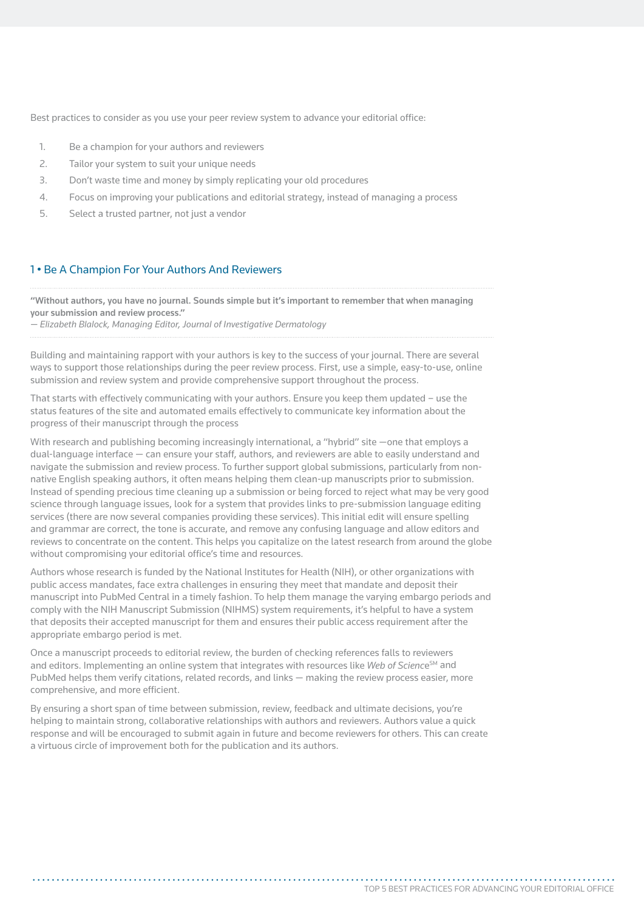Best practices to consider as you use your peer review system to advance your editorial office:

1. Be a champion for your authors and reviewers
2. Tailor your system to suit your unique needs
3. Don't waste time and money by simply replicating your old procedures
4. Focus on improving your publications and editorial strategy, instead of managing a process
5. Select a trusted partner, not just a vendor

## 1 • Be A Champion For Your Authors And Reviewers

**"Without authors, you have no journal. Sounds simple but it's important to remember that when managing your submission and review process."**
*— Elizabeth Blalock, Managing Editor, Journal of Investigative Dermatology*

Building and maintaining rapport with your authors is key to the success of your journal. There are several ways to support those relationships during the peer review process. First, use a simple, easy-to-use, online submission and review system and provide comprehensive support throughout the process.

That starts with effectively communicating with your authors. Ensure you keep them updated – use the status features of the site and automated emails effectively to communicate key information about the progress of their manuscript through the process

With research and publishing becoming increasingly international, a "hybrid" site —one that employs a dual-language interface — can ensure your staff, authors, and reviewers are able to easily understand and navigate the submission and review process. To further support global submissions, particularly from non-native English speaking authors, it often means helping them clean-up manuscripts prior to submission. Instead of spending precious time cleaning up a submission or being forced to reject what may be very good science through language issues, look for a system that provides links to pre-submission language editing services (there are now several companies providing these services). This initial edit will ensure spelling and grammar are correct, the tone is accurate, and remove any confusing language and allow editors and reviews to concentrate on the content. This helps you capitalize on the latest research from around the globe without compromising your editorial office's time and resources.

Authors whose research is funded by the National Institutes for Health (NIH), or other organizations with public access mandates, face extra challenges in ensuring they meet that mandate and deposit their manuscript into PubMed Central in a timely fashion. To help them manage the varying embargo periods and comply with the NIH Manuscript Submission (NIHMS) system requirements, it's helpful to have a system that deposits their accepted manuscript for them and ensures their public access requirement after the appropriate embargo period is met.

Once a manuscript proceeds to editorial review, the burden of checking references falls to reviewers and editors. Implementing an online system that integrates with resources like *Web of Science*℠ and PubMed helps them verify citations, related records, and links — making the review process easier, more comprehensive, and more efficient.

By ensuring a short span of time between submission, review, feedback and ultimate decisions, you're helping to maintain strong, collaborative relationships with authors and reviewers. Authors value a quick response and will be encouraged to submit again in future and become reviewers for others. This can create a virtuous circle of improvement both for the publication and its authors.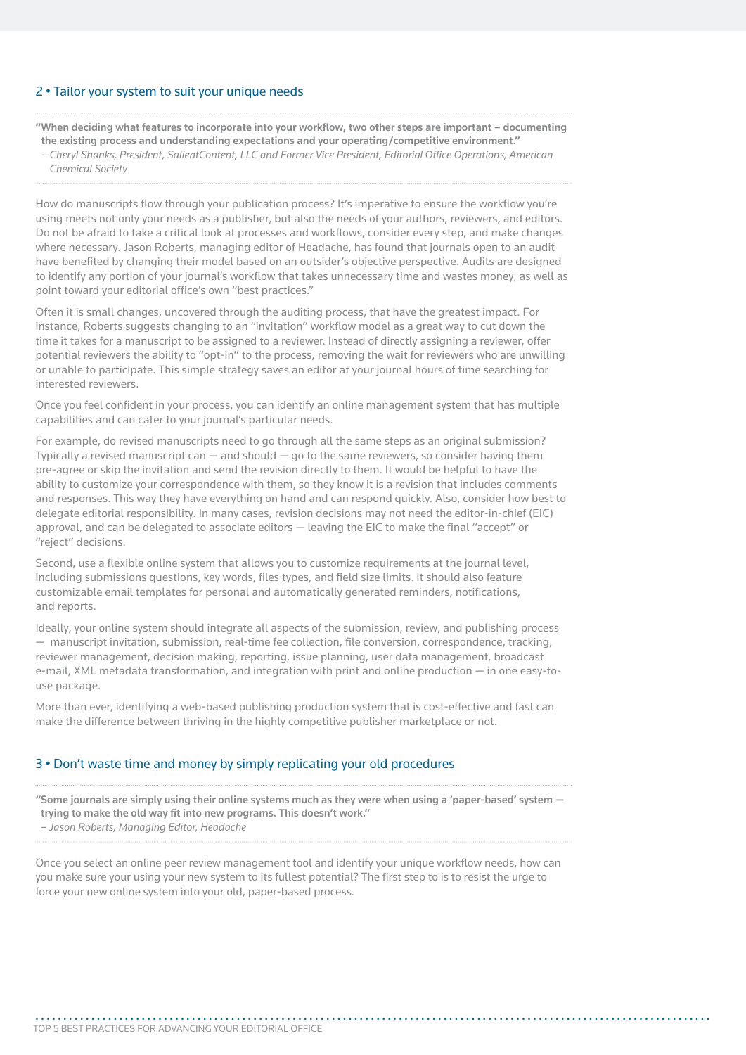## 2 • Tailor your system to suit your unique needs

> **"When deciding what features to incorporate into your workflow, two other steps are important – documenting the existing process and understanding expectations and your operating/competitive environment."**
> *– Cheryl Shanks, President, SalientContent, LLC and Former Vice President, Editorial Office Operations, American Chemical Society*

How do manuscripts flow through your publication process? It's imperative to ensure the workflow you're using meets not only your needs as a publisher, but also the needs of your authors, reviewers, and editors. Do not be afraid to take a critical look at processes and workflows, consider every step, and make changes where necessary. Jason Roberts, managing editor of Headache, has found that journals open to an audit have benefited by changing their model based on an outsider's objective perspective. Audits are designed to identify any portion of your journal's workflow that takes unnecessary time and wastes money, as well as point toward your editorial office's own "best practices."

Often it is small changes, uncovered through the auditing process, that have the greatest impact. For instance, Roberts suggests changing to an "invitation" workflow model as a great way to cut down the time it takes for a manuscript to be assigned to a reviewer. Instead of directly assigning a reviewer, offer potential reviewers the ability to "opt-in" to the process, removing the wait for reviewers who are unwilling or unable to participate. This simple strategy saves an editor at your journal hours of time searching for interested reviewers.

Once you feel confident in your process, you can identify an online management system that has multiple capabilities and can cater to your journal's particular needs.

For example, do revised manuscripts need to go through all the same steps as an original submission? Typically a revised manuscript can — and should — go to the same reviewers, so consider having them pre-agree or skip the invitation and send the revision directly to them. It would be helpful to have the ability to customize your correspondence with them, so they know it is a revision that includes comments and responses. This way they have everything on hand and can respond quickly. Also, consider how best to delegate editorial responsibility. In many cases, revision decisions may not need the editor-in-chief (EIC) approval, and can be delegated to associate editors — leaving the EIC to make the final "accept" or "reject" decisions.

Second, use a flexible online system that allows you to customize requirements at the journal level, including submissions questions, key words, files types, and field size limits. It should also feature customizable email templates for personal and automatically generated reminders, notifications, and reports.

Ideally, your online system should integrate all aspects of the submission, review, and publishing process — manuscript invitation, submission, real-time fee collection, file conversion, correspondence, tracking, reviewer management, decision making, reporting, issue planning, user data management, broadcast e-mail, XML metadata transformation, and integration with print and online production — in one easy-to-use package.

More than ever, identifying a web-based publishing production system that is cost-effective and fast can make the difference between thriving in the highly competitive publisher marketplace or not.

## 3 • Don't waste time and money by simply replicating your old procedures

> **"Some journals are simply using their online systems much as they were when using a 'paper-based' system — trying to make the old way fit into new programs. This doesn't work."**
> *– Jason Roberts, Managing Editor, Headache*

Once you select an online peer review management tool and identify your unique workflow needs, how can you make sure your using your new system to its fullest potential? The first step to is to resist the urge to force your new online system into your old, paper-based process.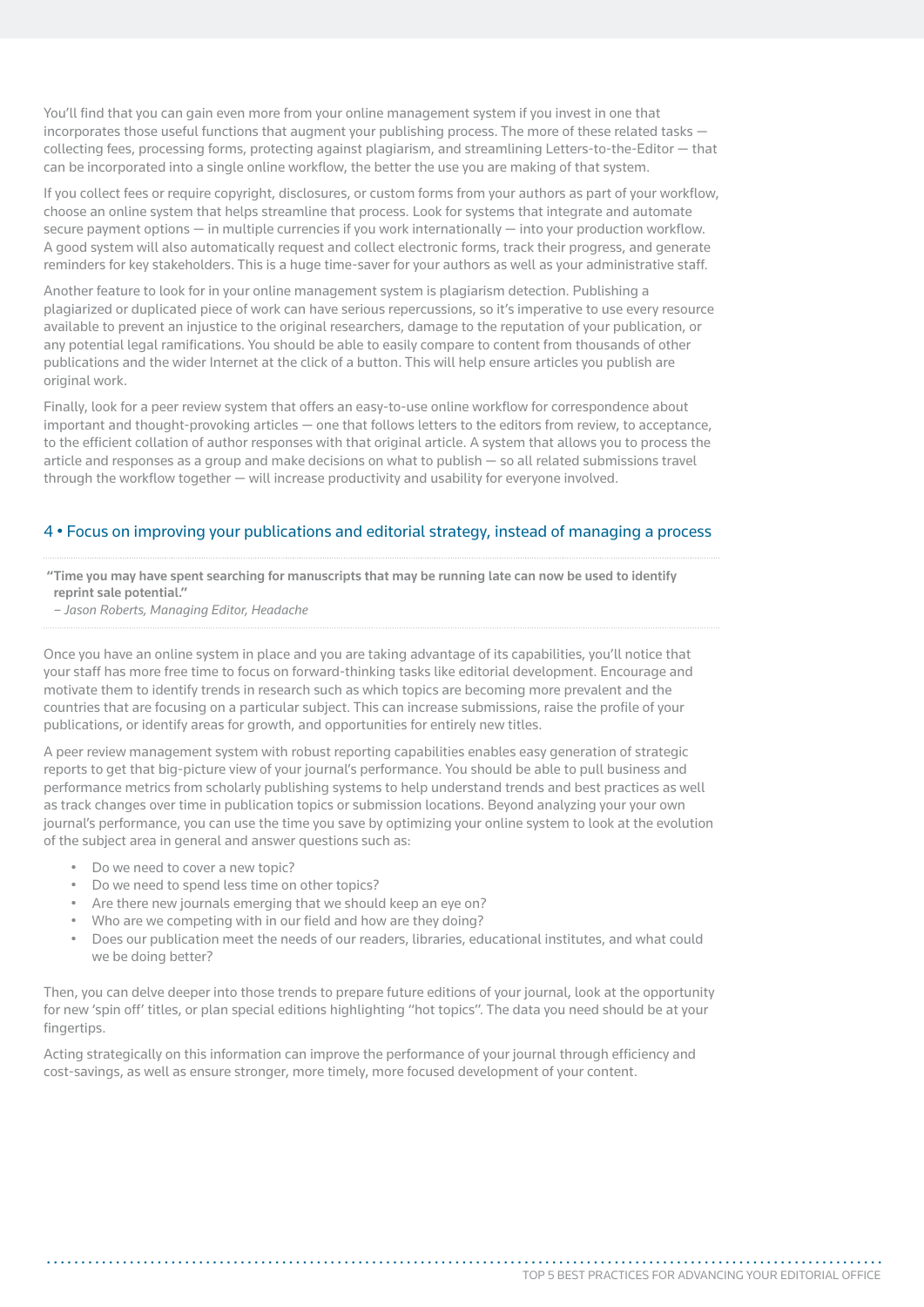You'll find that you can gain even more from your online management system if you invest in one that incorporates those useful functions that augment your publishing process. The more of these related tasks — collecting fees, processing forms, protecting against plagiarism, and streamlining Letters-to-the-Editor — that can be incorporated into a single online workflow, the better the use you are making of that system.

If you collect fees or require copyright, disclosures, or custom forms from your authors as part of your workflow, choose an online system that helps streamline that process. Look for systems that integrate and automate secure payment options — in multiple currencies if you work internationally — into your production workflow. A good system will also automatically request and collect electronic forms, track their progress, and generate reminders for key stakeholders. This is a huge time-saver for your authors as well as your administrative staff.

Another feature to look for in your online management system is plagiarism detection. Publishing a plagiarized or duplicated piece of work can have serious repercussions, so it's imperative to use every resource available to prevent an injustice to the original researchers, damage to the reputation of your publication, or any potential legal ramifications. You should be able to easily compare to content from thousands of other publications and the wider Internet at the click of a button. This will help ensure articles you publish are original work.

Finally, look for a peer review system that offers an easy-to-use online workflow for correspondence about important and thought-provoking articles — one that follows letters to the editors from review, to acceptance, to the efficient collation of author responses with that original article. A system that allows you to process the article and responses as a group and make decisions on what to publish — so all related submissions travel through the workflow together — will increase productivity and usability for everyone involved.

## 4 • Focus on improving your publications and editorial strategy, instead of managing a process

> **"Time you may have spent searching for manuscripts that may be running late can now be used to identify reprint sale potential."**
>
> *– Jason Roberts, Managing Editor, Headache*

Once you have an online system in place and you are taking advantage of its capabilities, you'll notice that your staff has more free time to focus on forward-thinking tasks like editorial development. Encourage and motivate them to identify trends in research such as which topics are becoming more prevalent and the countries that are focusing on a particular subject. This can increase submissions, raise the profile of your publications, or identify areas for growth, and opportunities for entirely new titles.

A peer review management system with robust reporting capabilities enables easy generation of strategic reports to get that big-picture view of your journal's performance. You should be able to pull business and performance metrics from scholarly publishing systems to help understand trends and best practices as well as track changes over time in publication topics or submission locations. Beyond analyzing your your own journal's performance, you can use the time you save by optimizing your online system to look at the evolution of the subject area in general and answer questions such as:

- Do we need to cover a new topic?
- Do we need to spend less time on other topics?
- Are there new journals emerging that we should keep an eye on?
- Who are we competing with in our field and how are they doing?
- Does our publication meet the needs of our readers, libraries, educational institutes, and what could we be doing better?

Then, you can delve deeper into those trends to prepare future editions of your journal, look at the opportunity for new 'spin off' titles, or plan special editions highlighting "hot topics". The data you need should be at your fingertips.

Acting strategically on this information can improve the performance of your journal through efficiency and cost-savings, as well as ensure stronger, more timely, more focused development of your content.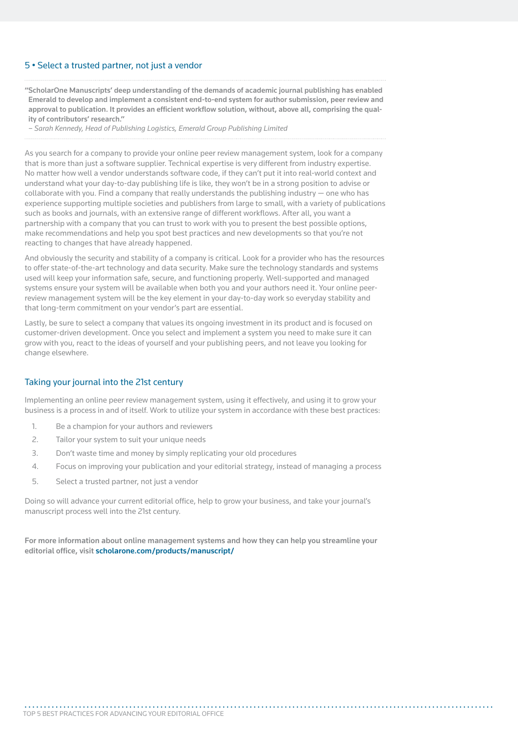## 5 • Select a trusted partner, not just a vendor

**"ScholarOne Manuscripts' deep understanding of the demands of academic journal publishing has enabled Emerald to develop and implement a consistent end-to-end system for author submission, peer review and approval to publication. It provides an efficient workflow solution, without, above all, comprising the quality of contributors' research."**

*– Sarah Kennedy, Head of Publishing Logistics, Emerald Group Publishing Limited*

As you search for a company to provide your online peer review management system, look for a company that is more than just a software supplier. Technical expertise is very different from industry expertise. No matter how well a vendor understands software code, if they can't put it into real-world context and understand what your day-to-day publishing life is like, they won't be in a strong position to advise or collaborate with you. Find a company that really understands the publishing industry — one who has experience supporting multiple societies and publishers from large to small, with a variety of publications such as books and journals, with an extensive range of different workflows. After all, you want a partnership with a company that you can trust to work with you to present the best possible options, make recommendations and help you spot best practices and new developments so that you're not reacting to changes that have already happened.

And obviously the security and stability of a company is critical. Look for a provider who has the resources to offer state-of-the-art technology and data security. Make sure the technology standards and systems used will keep your information safe, secure, and functioning properly. Well-supported and managed systems ensure your system will be available when both you and your authors need it. Your online peer-review management system will be the key element in your day-to-day work so everyday stability and that long-term commitment on your vendor's part are essential.

Lastly, be sure to select a company that values its ongoing investment in its product and is focused on customer-driven development. Once you select and implement a system you need to make sure it can grow with you, react to the ideas of yourself and your publishing peers, and not leave you looking for change elsewhere.

## Taking your journal into the 21st century

Implementing an online peer review management system, using it effectively, and using it to grow your business is a process in and of itself. Work to utilize your system in accordance with these best practices:

1. Be a champion for your authors and reviewers
2. Tailor your system to suit your unique needs
3. Don't waste time and money by simply replicating your old procedures
4. Focus on improving your publication and your editorial strategy, instead of managing a process
5. Select a trusted partner, not just a vendor

Doing so will advance your current editorial office, help to grow your business, and take your journal's manuscript process well into the 21st century.

**For more information about online management systems and how they can help you streamline your editorial office, visit scholarone.com/products/manuscript/**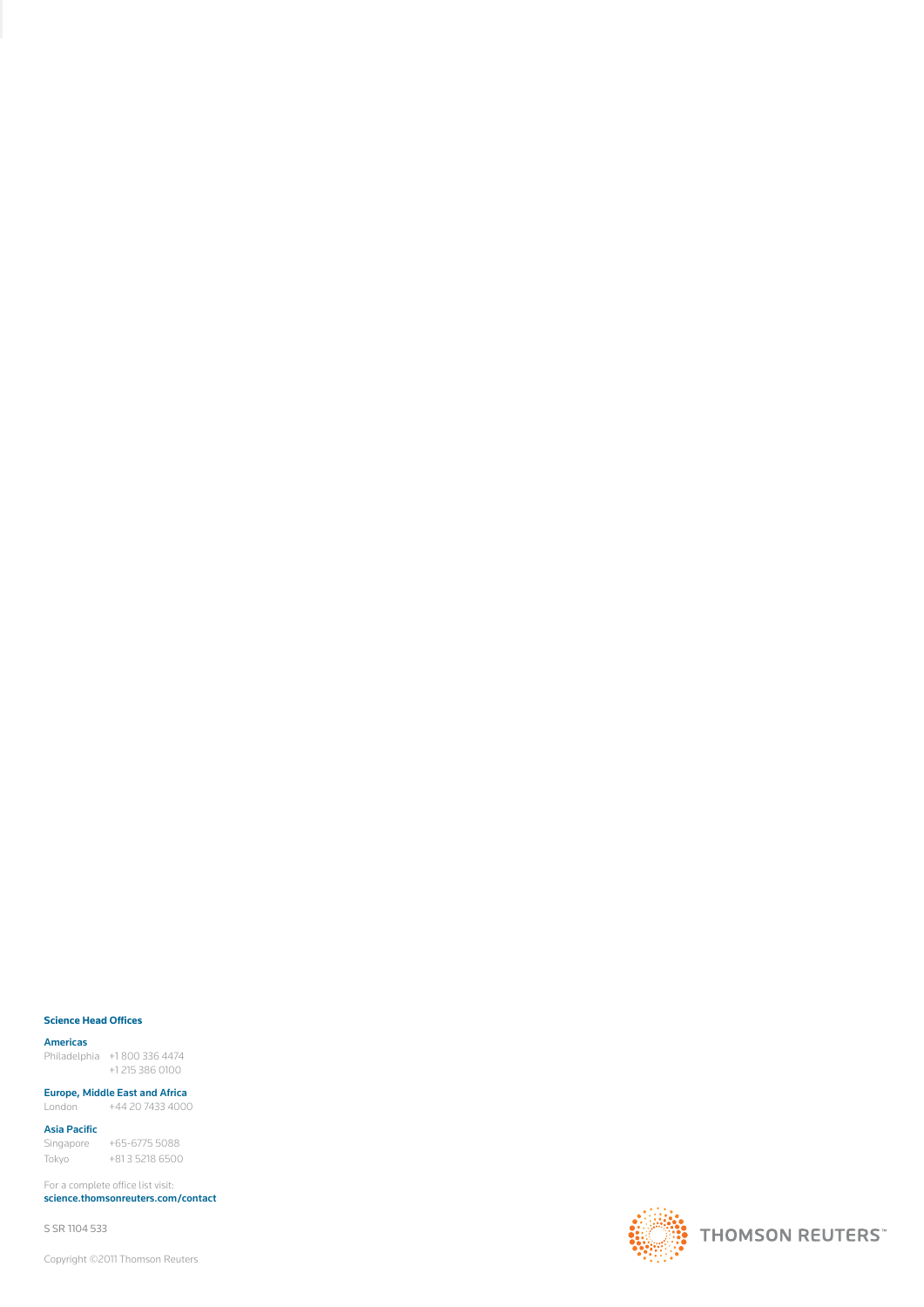**Science Head Offices**

**Americas**
Philadelphia +1 800 336 4474
+1 215 386 0100

**Europe, Middle East and Africa**
London +44 20 7433 4000

**Asia Pacific**
Singapore +65-6775 5088
Tokyo +81 3 5218 6500

For a complete office list visit:
**science.thomsonreuters.com/contact**

S SR 1104 533

Copyright ©2011 Thomson Reuters

THOMSON REUTERS™